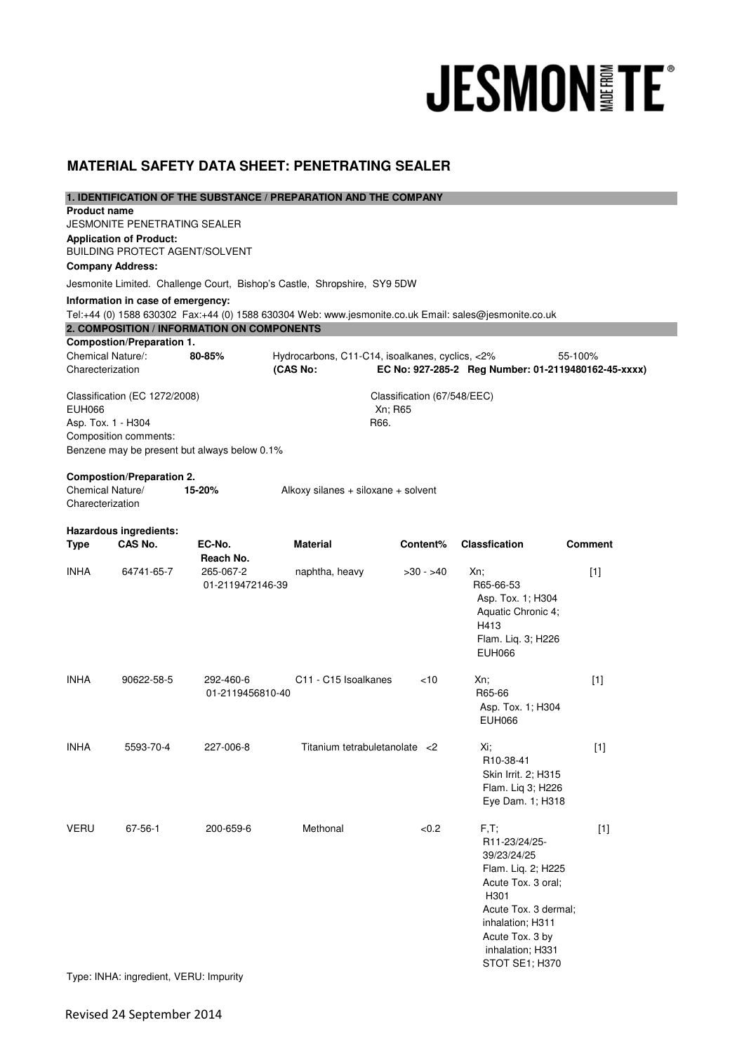JESMONITE®

# MATERIAL SAFETY DATA SHEET: PENETRATING SEALER

## 1. IDENTIFICATION OF THE SUBSTANCE / PREPARATION AND THE COMPANY

**Product name**
JESMONITE PENETRATING SEALER

**Application of Product:**
BUILDING PROTECT AGENT/SOLVENT

**Company Address:**

Jesmonite Limited. Challenge Court, Bishop's Castle, Shropshire, SY9 5DW

**Information in case of emergency:**
Tel:+44 (0) 1588 630302 Fax:+44 (0) 1588 630304 Web: www.jesmonite.co.uk Email: sales@jesmonite.co.uk

## 2. COMPOSITION / INFORMATION ON COMPONENTS

**Compostion/Preparation 1.**

Chemical Nature/: **80-85%** Hydrocarbons, C11-C14, isoalkanes, cyclics, <2% 55-100%
Charecterization **(CAS No: EC No: 927-285-2 Reg Number: 01-2119480162-45-xxxx)**

Classification (EC 1272/2008)
EUH066
Asp. Tox. 1 - H304

Classification (67/548/EEC)
Xn; R65
R66.

Composition comments:
Benzene may be present but always below 0.1%

**Compostion/Preparation 2.**

Chemical Nature/ **15-20%** Alkoxy silanes + siloxane + solvent
Charecterization

**Hazardous ingredients:**

| Type | CAS No. | EC-No. Reach No. | Material | Content% | Classfication | Comment |
|---|---|---|---|---|---|---|
| INHA | 64741-65-7 | 265-067-2 01-2119472146-39 | naphtha, heavy | >30 - >40 | Xn; R65-66-53 Asp. Tox. 1; H304 Aquatic Chronic 4; H413 Flam. Liq. 3; H226 EUH066 | [1] |
| INHA | 90622-58-5 | 292-460-6 01-2119456810-40 | C11 - C15 Isoalkanes | <10 | Xn; R65-66 Asp. Tox. 1; H304 EUH066 | [1] |
| INHA | 5593-70-4 | 227-006-8 | Titanium tetrabuletanolate | <2 | Xi; R10-38-41 Skin Irrit. 2; H315 Flam. Liq 3; H226 Eye Dam. 1; H318 | [1] |
| VERU | 67-56-1 | 200-659-6 | Methonal | <0.2 | F,T; R11-23/24/25-39/23/24/25 Flam. Liq. 2; H225 Acute Tox. 3 oral; H301 Acute Tox. 3 dermal; inhalation; H311 Acute Tox. 3 by inhalation; H331 STOT SE1; H370 | [1] |

Type: INHA: ingredient, VERU: Impurity

Revised 24 September 2014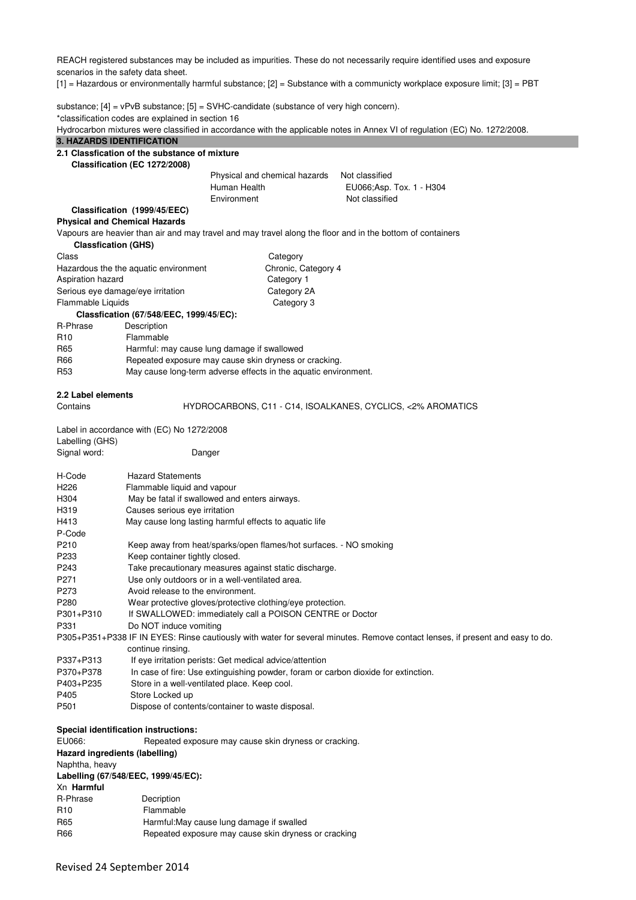REACH registered substances may be included as impurities. These do not necessarily require identified uses and exposure scenarios in the safety data sheet.

[1] = Hazardous or environmentally harmful substance; [2] = Substance with a communicty workplace exposure limit; [3] = PBT substance; [4] = vPvB substance; [5] = SVHC-candidate (substance of very high concern).

*classification codes are explained in section 16

Hydrocarbon mixtures were classified in accordance with the applicable notes in Annex VI of regulation (EC) No. 1272/2008.

## 3. HAZARDS IDENTIFICATION

### 2.1 Classfication of the substance of mixture

**Classification (EC 1272/2008)**

| | |
|---|---|
| Physical and chemical hazards | Not classified |
| Human Health | EU066;Asp. Tox. 1 - H304 |
| Environment | Not classified |

**Classification (1999/45/EEC)**

**Physical and Chemical Hazards**

Vapours are heavier than air and may travel and may travel along the floor and in the bottom of containers

**Classfication (GHS)**

| Class | Category |
|---|---|
| Hazardous the the aquatic environment | Chronic, Category 4 |
| Aspiration hazard | Category 1 |
| Serious eye damage/eye irritation | Category 2A |
| Flammable Liquids | Category 3 |

**Classfication (67/548/EEC, 1999/45/EC):**

| R-Phrase | Description |
|---|---|
| R10 | Flammable |
| R65 | Harmful: may cause lung damage if swallowed |
| R66 | Repeated exposure may cause skin dryness or cracking. |
| R53 | May cause long-term adverse effects in the aquatic environment. |

### 2.2 Label elements

Contains HYDROCARBONS, C11 - C14, ISOALKANES, CYCLICS, <2% AROMATICS

Label in accordance with (EC) No 1272/2008

Labelling (GHS)

Signal word: Danger

| H-Code | Hazard Statements |
|---|---|
| H226 | Flammable liquid and vapour |
| H304 | May be fatal if swallowed and enters airways. |
| H319 | Causes serious eye irritation |
| H413 | May cause long lasting harmful effects to aquatic life |
| P-Code | |
| P210 | Keep away from heat/sparks/open flames/hot surfaces. - NO smoking |
| P233 | Keep container tightly closed. |
| P243 | Take precautionary measures against static discharge. |
| P271 | Use only outdoors or in a well-ventilated area. |
| P273 | Avoid release to the environment. |
| P280 | Wear protective gloves/protective clothing/eye protection. |
| P301+P310 | If SWALLOWED: immediately call a POISON CENTRE or Doctor |
| P331 | Do NOT induce vomiting |
| P305+P351+P338 | IF IN EYES: Rinse cautiously with water for several minutes. Remove contact lenses, if present and easy to do. continue rinsing. |
| P337+P313 | If eye irritation perists: Get medical advice/attention |
| P370+P378 | In case of fire: Use extinguishing powder, foram or carbon dioxide for extinction. |
| P403+P235 | Store in a well-ventilated place. Keep cool. |
| P405 | Store Locked up |
| P501 | Dispose of contents/container to waste disposal. |

**Special identification instructions:**

EU066: Repeated exposure may cause skin dryness or cracking.

**Hazard ingredients (labelling)**

Naphtha, heavy

**Labelling (67/548/EEC, 1999/45/EC):**

Xn **Harmful**

| R-Phrase | Decription |
|---|---|
| R10 | Flammable |
| R65 | Harmful:May cause lung damage if swalled |
| R66 | Repeated exposure may cause skin dryness or cracking |

Revised 24 September 2014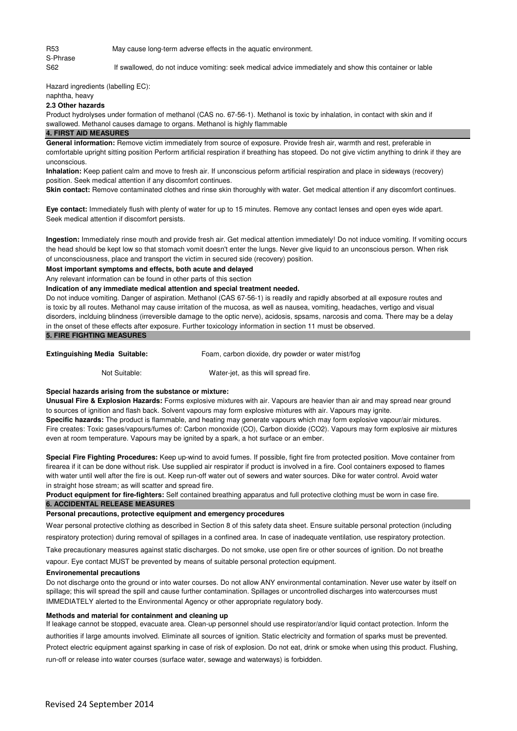R53 May cause long-term adverse effects in the aquatic environment.

S-Phrase

S62 If swallowed, do not induce vomiting: seek medical advice immediately and show this container or lable

Hazard ingredients (labelling EC):

naphtha, heavy

### 2.3 Other hazards

Product hydrolyses under formation of methanol (CAS no. 67-56-1). Methanol is toxic by inhalation, in contact with skin and if swallowed. Methanol causes damage to organs. Methanol is highly flammable

## 4. FIRST AID MEASURES

**General information:** Remove victim immediately from source of exposure. Provide fresh air, warmth and rest, preferable in comfortable upright sitting position Perform artificial respiration if breathing has stoped. Do not give victim anything to drink if they are unconscious.

**Inhalation:** Keep patient calm and move to fresh air. If unconscious peform artificial respiration and place in sideways (recovery) position. Seek medical attention if any discomfort continues.

**Skin contact:** Remove contaminated clothes and rinse skin thoroughly with water. Get medical attention if any discomfort continues.

**Eye contact:** Immediately flush with plenty of water for up to 15 minutes. Remove any contact lenses and open eyes wide apart. Seek medical attention if discomfort persists.

**Ingestion:** Immediately rinse mouth and provide fresh air. Get medical attention immediately! Do not induce vomiting. If vomiting occurs the head should be kept low so that stomach vomit doesn't enter the lungs. Never give liquid to an unconscious person. When risk of unconsciousness, place and transport the victim in secured side (recovery) position.

**Most important symptoms and effects, both acute and delayed**

Any relevant information can be found in other parts of this section

**Indication of any immediate medical attention and special treatment needed.**

Do not induce vomiting. Danger of aspiration. Methanol (CAS 67-56-1) is readily and rapidly absorbed at all exposure routes and is toxic by all routes. Methanol may cause irritation of the mucosa, as well as nausea, vomiting, headaches, vertigo and visual disorders, inclduing blindness (irreversible damage to the optic nerve), acidosis, spsams, narcosis and coma. There may be a delay in the onset of these effects after exposure. Further toxicology information in section 11 must be observed.

## 5. FIRE FIGHTING MEASURES

**Extinguishing Media Suitable:** Foam, carbon dioxide, dry powder or water mist/fog

Not Suitable: Water-jet, as this will spread fire.

**Special hazards arising from the substance or mixture:**

**Unusual Fire & Explosion Hazards:** Forms explosive mixtures with air. Vapours are heavier than air and may spread near ground to sources of ignition and flash back. Solvent vapours may form explosive mixtures with air. Vapours may ignite.

**Specific hazards:** The product is flammable, and heating may generate vapours which may form explosive vapour/air mixtures. Fire creates: Toxic gases/vapours/fumes of: Carbon monoxide (CO), Carbon dioxide ($CO_2$). Vapours may form explosive air mixtures even at room temperature. Vapours may be ignited by a spark, a hot surface or an ember.

**Special Fire Fighting Procedures:** Keep up-wind to avoid fumes. If possible, fight fire from protected position. Move container from firearea if it can be done without risk. Use supplied air respirator if product is involved in a fire. Cool containers exposed to flames with water until well after the fire is out. Keep run-off water out of sewers and water sources. Dike for water control. Avoid water in straight hose stream; as will scatter and spread fire.

**Product equipment for fire-fighters:** Self contained breathing apparatus and full protective clothing must be worn in case fire.

## 6. ACCIDENTAL RELEASE MEASURES

**Personal precautions, protective equipment and emergency procedures**

Wear personal protective clothing as described in Section 8 of this safety data sheet. Ensure suitable personal protection (including respiratory protection) during removal of spillages in a confined area. In case of inadequate ventilation, use respiratory protection.

Take precautionary measures against static discharges. Do not smoke, use open fire or other sources of ignition. Do not breathe vapour. Eye contact MUST be prevented by means of suitable personal protection equipment.

**Environemental precautions**

Do not discharge onto the ground or into water courses. Do not allow ANY environmental contamination. Never use water by itself on spillage; this will spread the spill and cause further contamination. Spillages or uncontrolled discharges into watercourses must IMMEDIATELY alerted to the Environmental Agency or other appropriate regulatory body.

**Methods and material for containment and cleaning up**

If leakage cannot be stopped, evacuate area. Clean-up personnel should use respirator/and/or liquid contact protection. Inform the authorities if large amounts involved. Eliminate all sources of ignition. Static electricity and formation of sparks must be prevented. Protect electric equipment against sparking in case of risk of explosion. Do not eat, drink or smoke when using this product. Flushing, run-off or release into water courses (surface water, sewage and waterways) is forbidden.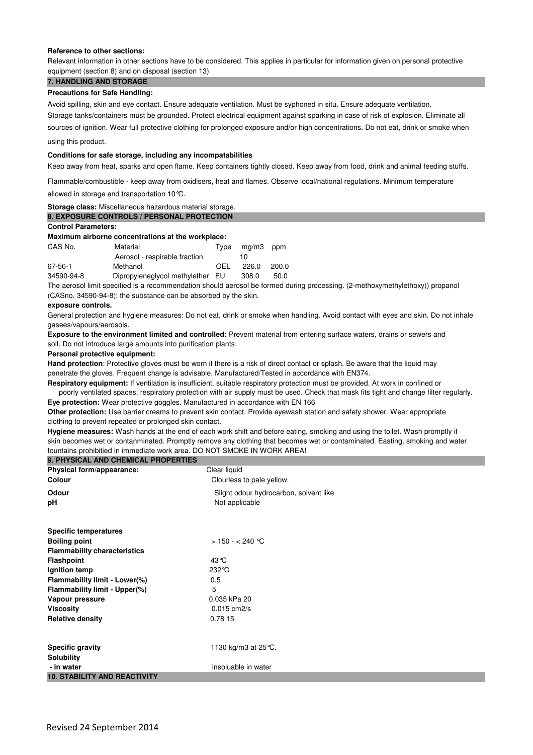**Reference to other sections:**

Relevant information in other sections have to be considered. This applies in particular for information given on personal protective equipment (section 8) and on disposal (section 13)

## 7. HANDLING AND STORAGE

**Precautions for Safe Handling:**

Avoid spilling, skin and eye contact. Ensure adequate ventilation. Must be syphoned in situ. Ensure adequate ventilation.
Storage tanks/containers must be grounded. Protect electrical equipment against sparking in case of risk of explosion. Eliminate all sources of ignition. Wear full protective clothing for prolonged exposure and/or high concentrations. Do not eat, drink or smoke when using this product.

**Conditions for safe storage, including any incompatabilities**

Keep away from heat, sparks and open flame. Keep containers tightly closed. Keep away from food, drink and animal feeding stuffs.

Flammable/combustible - keep away from oxidisers, heat and flames. Observe local/national regulations. Minimum temperature allowed in storage and transportation 10℃.

**Storage class:** Miscellaneous hazardous material storage.

## 8. EXPOSURE CONTROLS / PERSONAL PROTECTION

**Control Parameters:**

**Maximum airborne concentrations at the workplace:**

| CAS No. | Material | Type | mg/m3 | ppm |
|---|---|---|---|---|
| | Aerosol - respirable fraction | | 10 | |
| 67-56-1 | Methanol | OEL | 226.0 | 200.0 |
| 34590-94-8 | Dipropyleneglycol methylether | EU | 308.0 | 50.0 |

The aerosol limit specified is a recommendation should aerosol be formed during processing. (2-methoxymethylethoxy)) propanol (CASno. 34590-94-8): the substance can be absorbed by the skin.

**exposure controls.**

General protection and hygiene measures: Do not eat, drink or smoke when handling. Avoid contact with eyes and skin. Do not inhale gasees/vapours/aerosols.

**Exposure to the environment limited and controlled:** Prevent material from entering surface waters, drains or sewers and soil. Do not introduce large amounts into purification plants.

**Personal protective equipment:**

**Hand protection**: Protective gloves must be worn if there is a risk of direct contact or splash. Be aware that the liquid may penetrate the gloves. Frequent change is advisable. Manufactured/Tested in accordance with EN374.

**Respiratory equipment:** If ventilation is insufficient, suitable respiratory protection must be provided. At work in confined or poorly ventilated spaces, respiratory protection with air supply must be used. Check that mask fits tight and change filter regularly.

**Eye protection:** Wear protective goggles. Manufactured in accordance with EN 166

**Other protection:** Use barrier creams to prevent skin contact. Provide eyewash station and safety shower. Wear appropriate clothing to prevent repeated or prolonged skin contact.

**Hygiene measures:** Wash hands at the end of each work shift and before eating, smoking and using the toilet. Wash promptly if skin becomes wet or contanminated. Promptly remove any clothing that becomes wet or contaminated. Easting, smoking and water fountains prohibitied in immediate work area. DO NOT SMOKE IN WORK AREA!

## 9. PHYSICAL AND CHEMICAL PROPERTIES

| | |
|---|---|
| **Physical form/appearance:** | Clear liquid |
| **Colour** | Clourless to pale yellow. |
| **Odour** | Slight odour hydrocarbon, solvent like |
| **pH** | Not applicable |
| **Specific temperatures** | |
| **Boiling point** | > 150 - < 240 ℃ |
| **Flammability characteristics** | |
| **Flashpoint** | 43℃ |
| **Ignition temp** | 232℃ |
| **Flammability limit - Lower(%)** | 0.5 |
| **Flammability limit - Upper(%)** | 5 |
| **Vapour pressure** | 0.035 kPa 20 |
| **Viscosity** | 0.015 cm2/s |
| **Relative density** | 0.78 15 |
| **Specific gravity** | 1130 kg/m3 at 25℃. |
| **Solubility** | |
| **- in water** | insoluable in water |

## 10. STABILITY AND REACTIVITY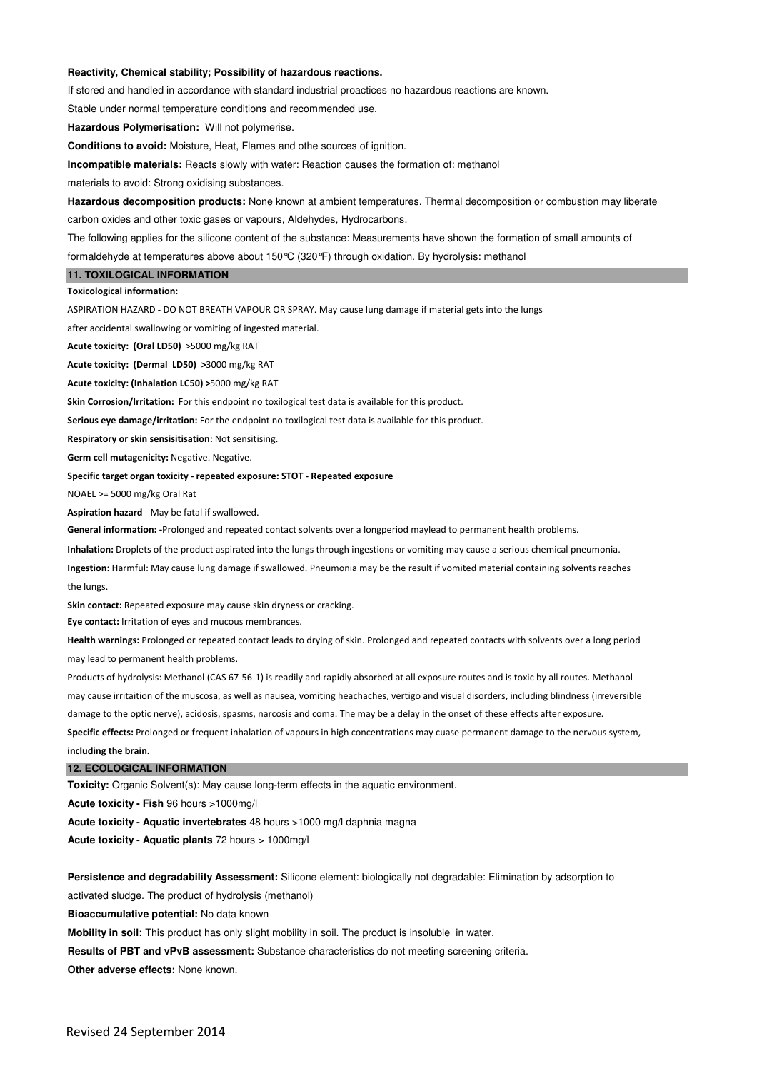**Reactivity, Chemical stability; Possibility of hazardous reactions.**

If stored and handled in accordance with standard industrial proactices no hazardous reactions are known.

Stable under normal temperature conditions and recommended use.

**Hazardous Polymerisation:** Will not polymerise.

**Conditions to avoid:** Moisture, Heat, Flames and othe sources of ignition.

**Incompatible materials:** Reacts slowly with water: Reaction causes the formation of: methanol

materials to avoid: Strong oxidising substances.

**Hazardous decomposition products:** None known at ambient temperatures. Thermal decomposition or combustion may liberate carbon oxides and other toxic gases or vapours, Aldehydes, Hydrocarbons.

The following applies for the silicone content of the substance: Measurements have shown the formation of small amounts of formaldehyde at temperatures above about 150°C (320°F) through oxidation. By hydrolysis: methanol

## 11. TOXILOGICAL INFORMATION

**Toxicological information:**

ASPIRATION HAZARD - DO NOT BREATH VAPOUR OR SPRAY. May cause lung damage if material gets into the lungs after accidental swallowing or vomiting of ingested material.

**Acute toxicity: (Oral LD50)** >5000 mg/kg RAT

**Acute toxicity: (Dermal LD50) >**3000 mg/kg RAT

**Acute toxicity: (Inhalation LC50) >**5000 mg/kg RAT

**Skin Corrosion/Irritation:** For this endpoint no toxilogical test data is available for this product.

**Serious eye damage/irritation:** For the endpoint no toxilogical test data is available for this product.

**Respiratory or skin sensisitisation:** Not sensitising.

**Germ cell mutagenicity:** Negative. Negative.

**Specific target organ toxicity - repeated exposure: STOT - Repeated exposure**

NOAEL >= 5000 mg/kg Oral Rat

**Aspiration hazard** - May be fatal if swallowed.

**General information: -**Prolonged and repeated contact solvents over a longperiod maylead to permanent health problems.

**Inhalation:** Droplets of the product aspirated into the lungs through ingestions or vomiting may cause a serious chemical pneumonia.

**Ingestion:** Harmful: May cause lung damage if swallowed. Pneumonia may be the result if vomited material containing solvents reaches the lungs.

**Skin contact:** Repeated exposure may cause skin dryness or cracking.

**Eye contact:** Irritation of eyes and mucous membrances.

**Health warnings:** Prolonged or repeated contact leads to drying of skin. Prolonged and repeated contacts with solvents over a long period may lead to permanent health problems.

Products of hydrolysis: Methanol (CAS 67-56-1) is readily and rapidly absorbed at all exposure routes and is toxic by all routes. Methanol may cause irritaition of the muscosa, as well as nausea, vomiting heachaches, vertigo and visual disorders, including blindness (irreversible damage to the optic nerve), acidosis, spasms, narcosis and coma. The may be a delay in the onset of these effects after exposure.

**Specific effects:** Prolonged or frequent inhalation of vapours in high concentrations may cuase permanent damage to the nervous system, **including the brain.**

## 12. ECOLOGICAL INFORMATION

**Toxicity:** Organic Solvent(s): May cause long-term effects in the aquatic environment.

**Acute toxicity - Fish** 96 hours >1000mg/l

**Acute toxicity - Aquatic invertebrates** 48 hours >1000 mg/l daphnia magna

**Acute toxicity - Aquatic plants** 72 hours > 1000mg/l

**Persistence and degradability Assessment:** Silicone element: biologically not degradable: Elimination by adsorption to activated sludge. The product of hydrolysis (methanol)

**Bioaccumulative potential:** No data known

**Mobility in soil:** This product has only slight mobility in soil. The product is insoluble in water.

**Results of PBT and vPvB assessment:** Substance characteristics do not meeting screening criteria.

**Other adverse effects:** None known.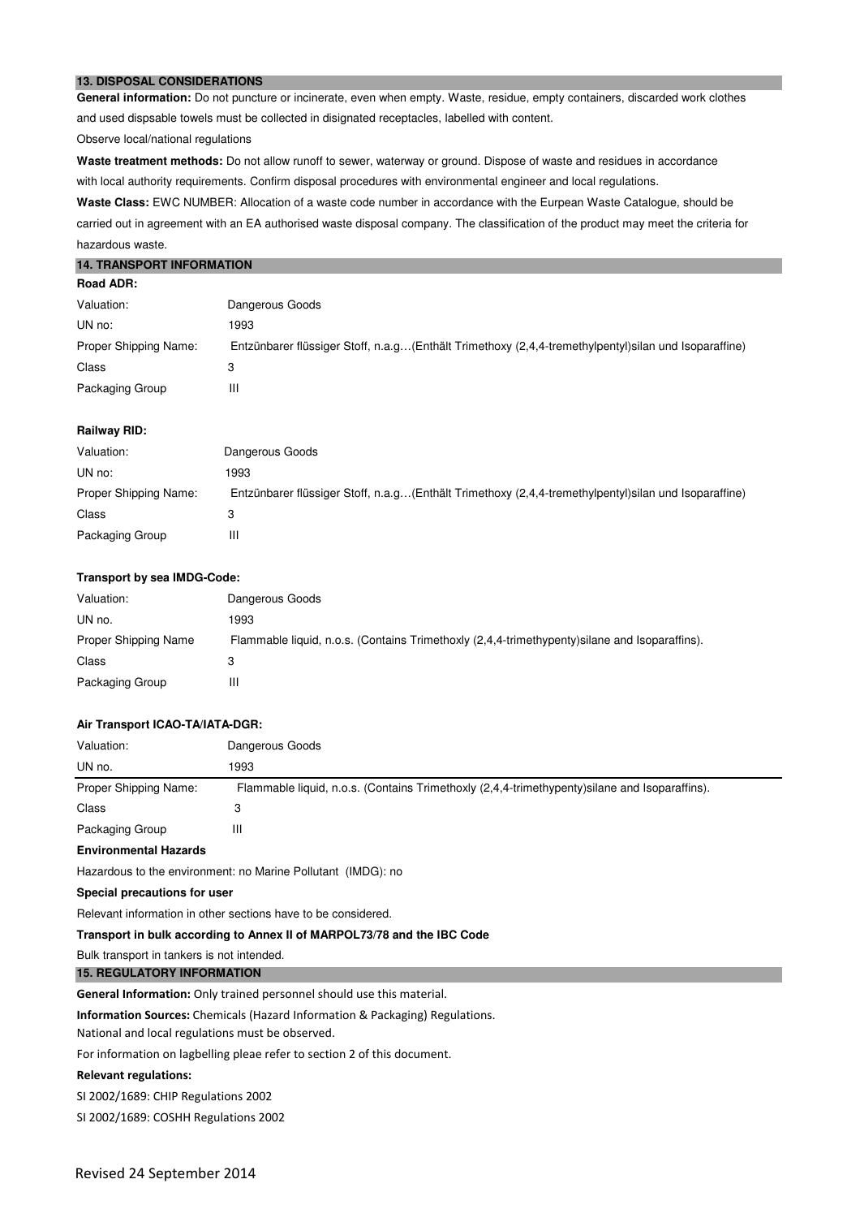## 13. DISPOSAL CONSIDERATIONS

**General information:** Do not puncture or incinerate, even when empty. Waste, residue, empty containers, discarded work clothes and used dispsable towels must be collected in disignated receptacles, labelled with content.

Observe local/national regulations

**Waste treatment methods:** Do not allow runoff to sewer, waterway or ground. Dispose of waste and residues in accordance with local authority requirements. Confirm disposal procedures with environmental engineer and local regulations.

**Waste Class:** EWC NUMBER: Allocation of a waste code number in accordance with the Eurpean Waste Catalogue, should be carried out in agreement with an EA authorised waste disposal company. The classification of the product may meet the criteria for hazardous waste.

## 14. TRANSPORT INFORMATION

**Road ADR:**

| | |
|---|---|
| Valuation: | Dangerous Goods |
| UN no: | 1993 |
| Proper Shipping Name: | Entzünbarer flüssiger Stoff, n.a.g…(Enthält Trimethoxy (2,4,4-tremethylpentyl)silan und Isoparaffine) |
| Class | 3 |
| Packaging Group | III |

**Railway RID:**

| | |
|---|---|
| Valuation: | Dangerous Goods |
| UN no: | 1993 |
| Proper Shipping Name: | Entzünbarer flüssiger Stoff, n.a.g…(Enthält Trimethoxy (2,4,4-tremethylpentyl)silan und Isoparaffine) |
| Class | 3 |
| Packaging Group | III |

**Transport by sea IMDG-Code:**

| | |
|---|---|
| Valuation: | Dangerous Goods |
| UN no. | 1993 |
| Proper Shipping Name | Flammable liquid, n.o.s. (Contains Trimethoxly (2,4,4-trimethypenty)silane and Isoparaffins). |
| Class | 3 |
| Packaging Group | III |

**Air Transport ICAO-TA/IATA-DGR:**

| | |
|---|---|
| Valuation: | Dangerous Goods |
| UN no. | 1993 |
| Proper Shipping Name: | Flammable liquid, n.o.s. (Contains Trimethoxly (2,4,4-trimethypenty)silane and Isoparaffins). |
| Class | 3 |
| Packaging Group | III |

**Environmental Hazards**

Hazardous to the environment: no Marine Pollutant (IMDG): no

**Special precautions for user**

Relevant information in other sections have to be considered.

**Transport in bulk according to Annex II of MARPOL73/78 and the IBC Code**

Bulk transport in tankers is not intended.

## 15. REGULATORY INFORMATION

**General Information:** Only trained personnel should use this material.

**Information Sources:** Chemicals (Hazard Information & Packaging) Regulations.

National and local regulations must be observed.

For information on lagbelling pleae refer to section 2 of this document.

**Relevant regulations:**

SI 2002/1689: CHIP Regulations 2002

SI 2002/1689: COSHH Regulations 2002

Revised 24 September 2014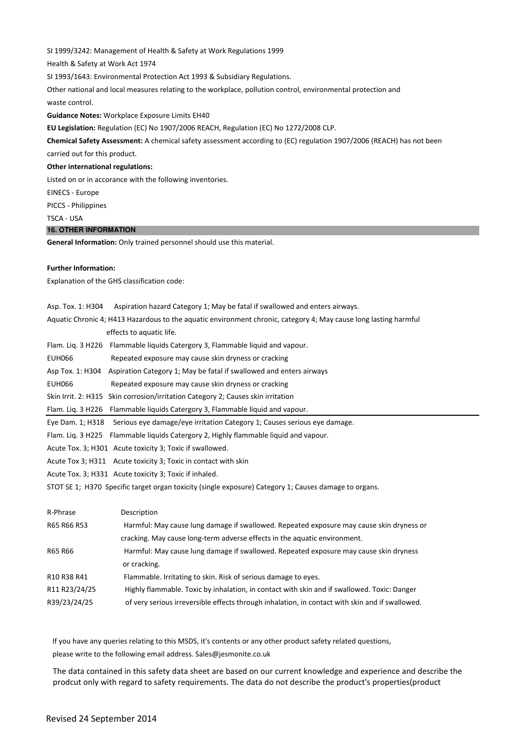SI 1999/3242: Management of Health & Safety at Work Regulations 1999

Health & Safety at Work Act 1974

SI 1993/1643: Environmental Protection Act 1993 & Subsidiary Regulations.

Other national and local measures relating to the workplace, pollution control, environmental protection and waste control.

**Guidance Notes:** Workplace Exposure Limits EH40

**EU Legislation:** Regulation (EC) No 1907/2006 REACH, Regulation (EC) No 1272/2008 CLP.

**Chemical Safety Assessment:** A chemical safety assessment according to (EC) regulation 1907/2006 (REACH) has not been carried out for this product.

**Other international regulations:**

Listed on or in accorance with the following inventories.

EINECS - Europe

PICCS - Philippines

TSCA - USA

## 16. OTHER INFORMATION

**General Information:** Only trained personnel should use this material.

**Further Information:**

Explanation of the GHS classification code:

Asp. Tox. 1: H304 Aspiration hazard Category 1; May be fatal if swallowed and enters airways.

Aquatic Chronic 4; H413 Hazardous to the aquatic environment chronic, category 4; May cause long lasting harmful effects to aquatic life.

Flam. Liq. 3 H226 Flammable liquids Catergory 3, Flammable liquid and vapour.

EUH066 Repeated exposure may cause skin dryness or cracking

Asp Tox. 1: H304 Aspiration Category 1; May be fatal if swallowed and enters airways

EUH066 Repeated exposure may cause skin dryness or cracking

Skin Irrit. 2: H315 Skin corrosion/irritation Category 2; Causes skin irritation

Flam. Liq. 3 H226 Flammable liquids Catergory 3, Flammable liquid and vapour.

Eye Dam. 1; H318 Serious eye damage/eye irritation Category 1; Causes serious eye damage.

Flam. Liq. 3 H225 Flammable liquids Catergory 2, Highly flammable liquid and vapour.

Acute Tox. 3; H301 Acute toxicity 3; Toxic if swallowed.

Acute Tox 3; H311 Acute toxicity 3; Toxic in contact with skin

Acute Tox. 3; H331 Acute toxicity 3; Toxic if inhaled.

STOT SE 1; H370 Specific target organ toxicity (single exposure) Category 1; Causes damage to organs.

| R-Phrase | Description |
|---|---|
| R65 R66 R53 | Harmful: May cause lung damage if swallowed. Repeated exposure may cause skin dryness or cracking. May cause long-term adverse effects in the aquatic environment. |
| R65 R66 | Harmful: May cause lung damage if swallowed. Repeated exposure may cause skin dryness or cracking. |
| R10 R38 R41 | Flammable. Irritating to skin. Risk of serious damage to eyes. |
| R11 R23/24/25 | Highly flammable. Toxic by inhalation, in contact with skin and if swallowed. Toxic: Danger |
| R39/23/24/25 | of very serious irreversible effects through inhalation, in contact with skin and if swallowed. |

If you have any queries relating to this MSDS, it's contents or any other product safety related questions, please write to the following email address. Sales@jesmonite.co.uk

The data contained in this safety data sheet are based on our current knowledge and experience and describe the prodcut only with regard to safety requirements. The data do not describe the product's properties(product

Revised 24 September 2014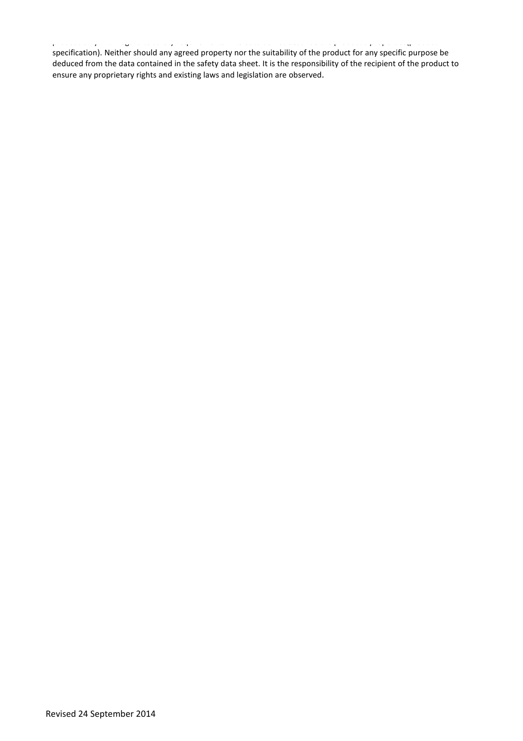specification). Neither should any agreed property nor the suitability of the product for any specific purpose be deduced from the data contained in the safety data sheet. It is the responsibility of the recipient of the product to ensure any proprietary rights and existing laws and legislation are observed.